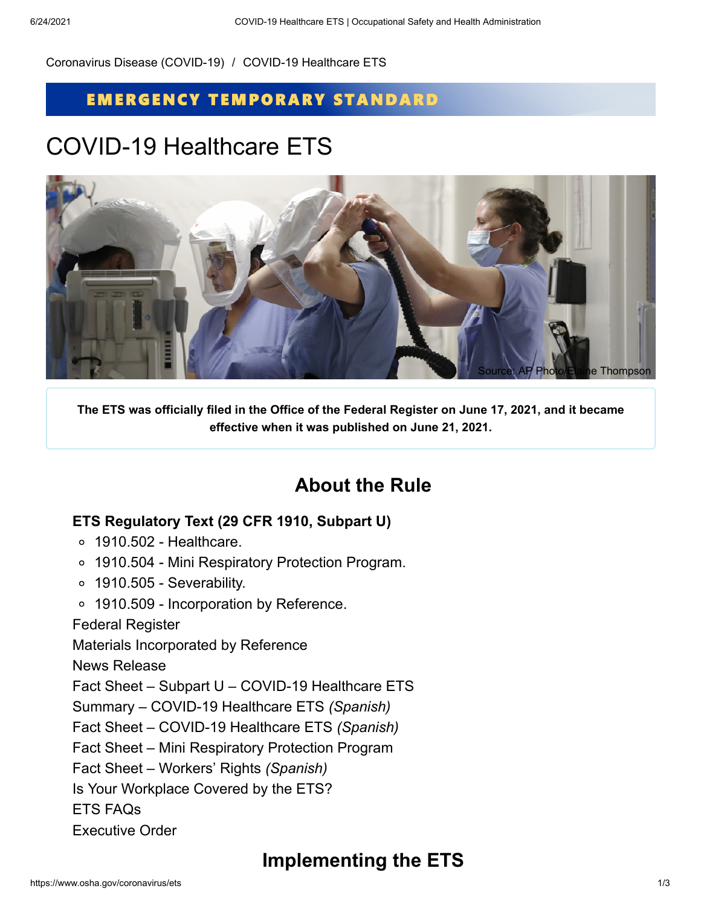Coronavirus Disease (COVID-19) / COVID-19 Healthcare ETS

EMERGENCY TEMPORARY STANDARD

# COVID-19 Healthcare ETS

Source: AP Photo/Elaine Thompson

**The ETS was officially filed in the Office of the Federal Register on June 17, 2021, and it became effective when it was published on June 21, 2021.**

## About the Rule

**ETS Regulatory Text (29 CFR 1910, Subpart U)**

- 1910.502 - Healthcare.
- 1910.504 - Mini Respiratory Protection Program.
- 1910.505 - Severability.
- 1910.509 - Incorporation by Reference.

Federal Register

Materials Incorporated by Reference

News Release

Fact Sheet – Subpart U – COVID-19 Healthcare ETS

Summary – COVID-19 Healthcare ETS *(Spanish)*

Fact Sheet – COVID-19 Healthcare ETS *(Spanish)*

Fact Sheet – Mini Respiratory Protection Program

Fact Sheet – Workers' Rights *(Spanish)*

Is Your Workplace Covered by the ETS?

ETS FAQs

Executive Order

## Implementing the ETS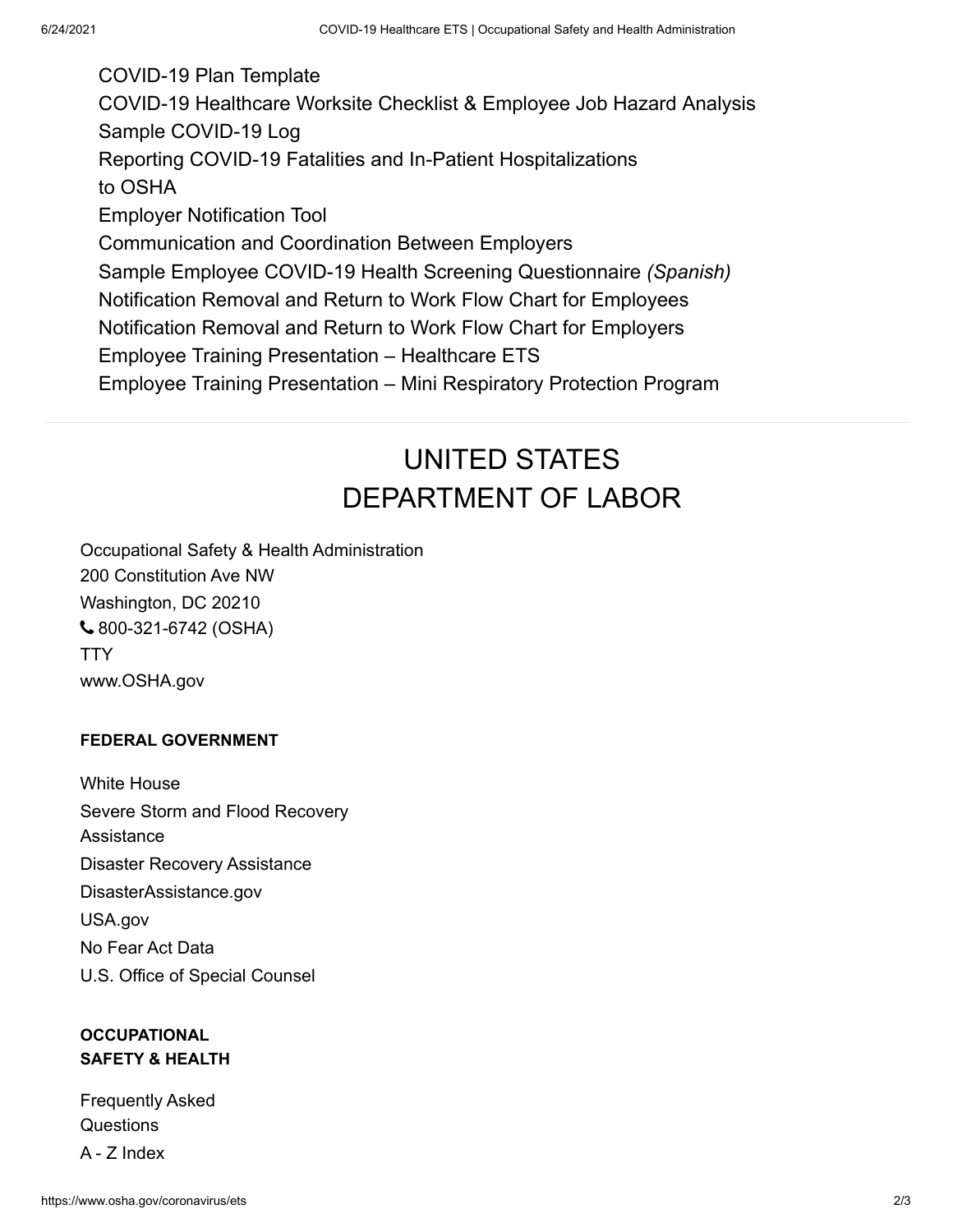- COVID-19 Plan Template
- COVID-19 Healthcare Worksite Checklist & Employee Job Hazard Analysis
- Sample COVID-19 Log
- Reporting COVID-19 Fatalities and In-Patient Hospitalizations to OSHA
- Employer Notification Tool
- Communication and Coordination Between Employers
- Sample Employee COVID-19 Health Screening Questionnaire *(Spanish)*
- Notification Removal and Return to Work Flow Chart for Employees
- Notification Removal and Return to Work Flow Chart for Employers
- Employee Training Presentation – Healthcare ETS
- Employee Training Presentation – Mini Respiratory Protection Program

# UNITED STATES DEPARTMENT OF LABOR

Occupational Safety & Health Administration
200 Constitution Ave NW
Washington, DC 20210
800-321-6742 (OSHA)
TTY
www.OSHA.gov

**FEDERAL GOVERNMENT**

- White House
- Severe Storm and Flood Recovery Assistance
- Disaster Recovery Assistance
- DisasterAssistance.gov
- USA.gov
- No Fear Act Data
- U.S. Office of Special Counsel

**OCCUPATIONAL SAFETY & HEALTH**

- Frequently Asked Questions
- A - Z Index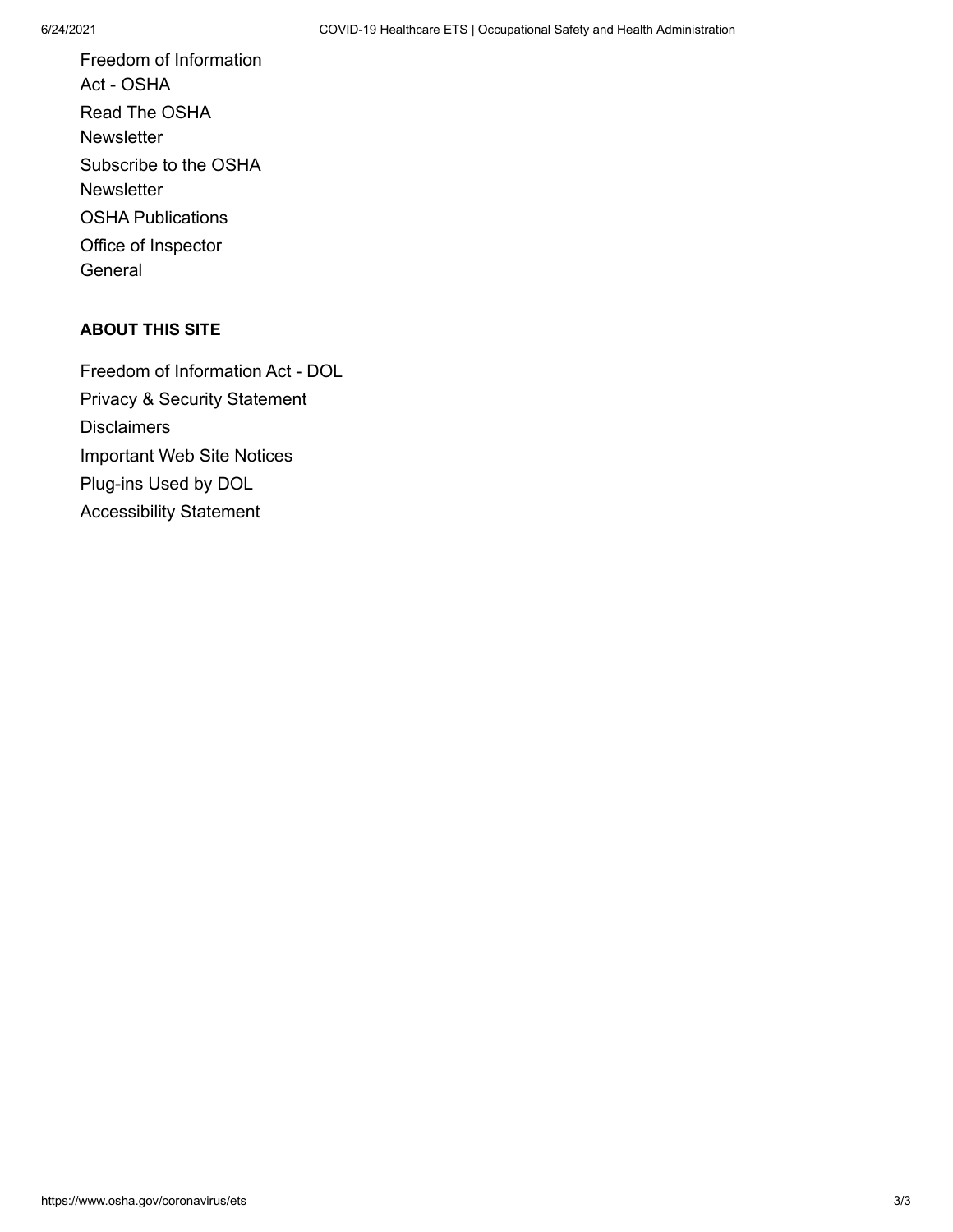Freedom of Information Act - OSHA

Read The OSHA Newsletter

Subscribe to the OSHA Newsletter

OSHA Publications

Office of Inspector General

**ABOUT THIS SITE**

Freedom of Information Act - DOL

Privacy & Security Statement

Disclaimers

Important Web Site Notices

Plug-ins Used by DOL

Accessibility Statement